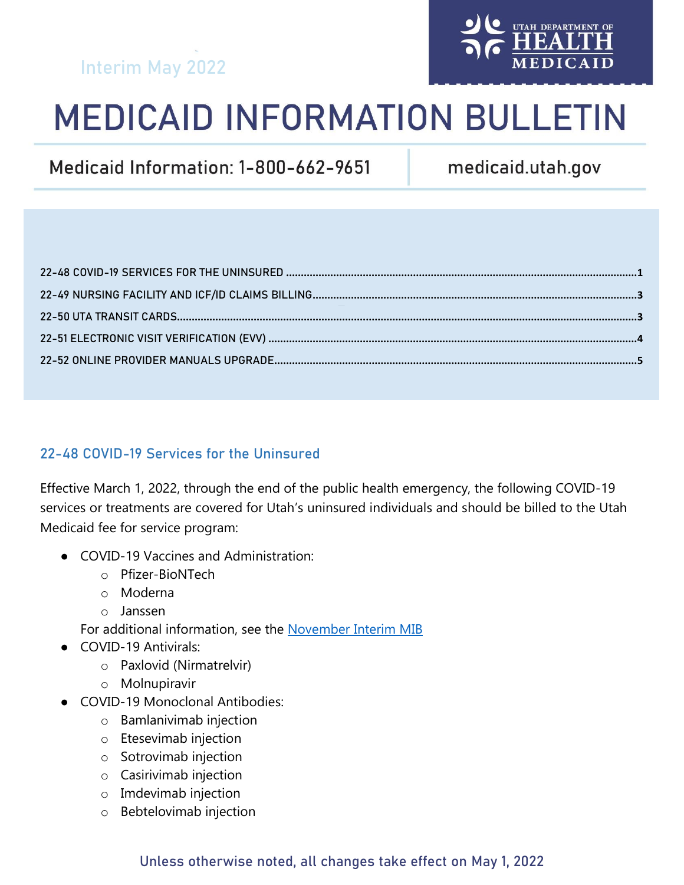Interim May 2022

UTAH DEPARTMENT OF HEALTH MEDICAID

# MEDICAID INFORMATION BULLETIN

Medicaid Information: 1-800-662-9651 | medicaid.utah.gov

22-48 COVID-19 SERVICES FOR THE UNINSURED ..... 1
22-49 NURSING FACILITY AND ICF/ID CLAIMS BILLING ..... 3
22-50 UTA TRANSIT CARDS ..... 3
22-51 ELECTRONIC VISIT VERIFICATION (EVV) ..... 4
22-52 ONLINE PROVIDER MANUALS UPGRADE ..... 5

## 22-48 COVID-19 Services for the Uninsured

Effective March 1, 2022, through the end of the public health emergency, the following COVID-19 services or treatments are covered for Utah's uninsured individuals and should be billed to the Utah Medicaid fee for service program:

- COVID-19 Vaccines and Administration:
  - Pfizer-BioNTech
  - Moderna
  - Janssen

  For additional information, see the [November Interim MIB]
- COVID-19 Antivirals:
  - Paxlovid (Nirmatrelvir)
  - Molnupiravir
- COVID-19 Monoclonal Antibodies:
  - Bamlanivimab injection
  - Etesevimab injection
  - Sotrovimab injection
  - Casirivimab injection
  - Imdevimab injection
  - Bebtelovimab injection

Unless otherwise noted, all changes take effect on May 1, 2022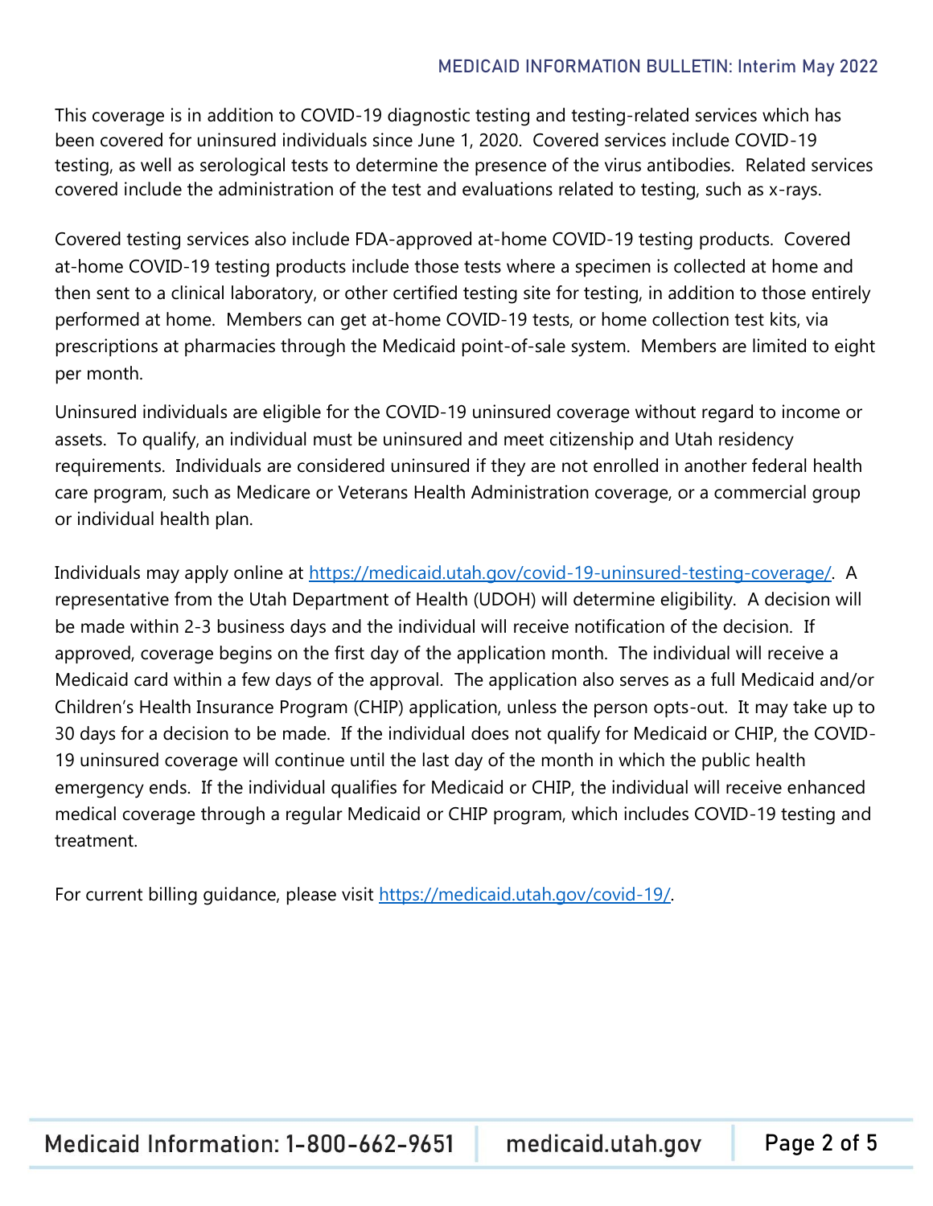This coverage is in addition to COVID-19 diagnostic testing and testing-related services which has been covered for uninsured individuals since June 1, 2020. Covered services include COVID-19 testing, as well as serological tests to determine the presence of the virus antibodies. Related services covered include the administration of the test and evaluations related to testing, such as x-rays.

Covered testing services also include FDA-approved at-home COVID-19 testing products. Covered at-home COVID-19 testing products include those tests where a specimen is collected at home and then sent to a clinical laboratory, or other certified testing site for testing, in addition to those entirely performed at home. Members can get at-home COVID-19 tests, or home collection test kits, via prescriptions at pharmacies through the Medicaid point-of-sale system. Members are limited to eight per month.

Uninsured individuals are eligible for the COVID-19 uninsured coverage without regard to income or assets. To qualify, an individual must be uninsured and meet citizenship and Utah residency requirements. Individuals are considered uninsured if they are not enrolled in another federal health care program, such as Medicare or Veterans Health Administration coverage, or a commercial group or individual health plan.

Individuals may apply online at [https://medicaid.utah.gov/covid-19-uninsured-testing-coverage/](https://medicaid.utah.gov/covid-19-uninsured-testing-coverage/). A representative from the Utah Department of Health (UDOH) will determine eligibility. A decision will be made within 2-3 business days and the individual will receive notification of the decision. If approved, coverage begins on the first day of the application month. The individual will receive a Medicaid card within a few days of the approval. The application also serves as a full Medicaid and/or Children's Health Insurance Program (CHIP) application, unless the person opts-out. It may take up to 30 days for a decision to be made. If the individual does not qualify for Medicaid or CHIP, the COVID-19 uninsured coverage will continue until the last day of the month in which the public health emergency ends. If the individual qualifies for Medicaid or CHIP, the individual will receive enhanced medical coverage through a regular Medicaid or CHIP program, which includes COVID-19 testing and treatment.

For current billing guidance, please visit [https://medicaid.utah.gov/covid-19/](https://medicaid.utah.gov/covid-19/).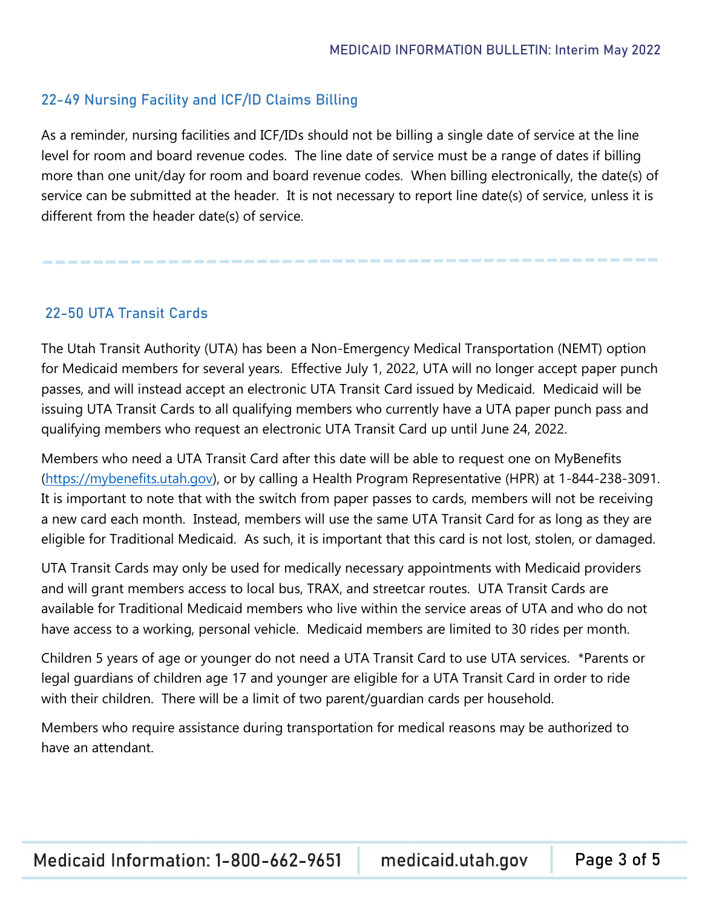## 22-49 Nursing Facility and ICF/ID Claims Billing

As a reminder, nursing facilities and ICF/IDs should not be billing a single date of service at the line level for room and board revenue codes. The line date of service must be a range of dates if billing more than one unit/day for room and board revenue codes. When billing electronically, the date(s) of service can be submitted at the header. It is not necessary to report line date(s) of service, unless it is different from the header date(s) of service.

---

## 22-50 UTA Transit Cards

The Utah Transit Authority (UTA) has been a Non-Emergency Medical Transportation (NEMT) option for Medicaid members for several years. Effective July 1, 2022, UTA will no longer accept paper punch passes, and will instead accept an electronic UTA Transit Card issued by Medicaid. Medicaid will be issuing UTA Transit Cards to all qualifying members who currently have a UTA paper punch pass and qualifying members who request an electronic UTA Transit Card up until June 24, 2022.

Members who need a UTA Transit Card after this date will be able to request one on MyBenefits (https://mybenefits.utah.gov), or by calling a Health Program Representative (HPR) at 1-844-238-3091. It is important to note that with the switch from paper passes to cards, members will not be receiving a new card each month. Instead, members will use the same UTA Transit Card for as long as they are eligible for Traditional Medicaid. As such, it is important that this card is not lost, stolen, or damaged.

UTA Transit Cards may only be used for medically necessary appointments with Medicaid providers and will grant members access to local bus, TRAX, and streetcar routes. UTA Transit Cards are available for Traditional Medicaid members who live within the service areas of UTA and who do not have access to a working, personal vehicle. Medicaid members are limited to 30 rides per month.

Children 5 years of age or younger do not need a UTA Transit Card to use UTA services. *Parents or legal guardians of children age 17 and younger are eligible for a UTA Transit Card in order to ride with their children. There will be a limit of two parent/guardian cards per household.

Members who require assistance during transportation for medical reasons may be authorized to have an attendant.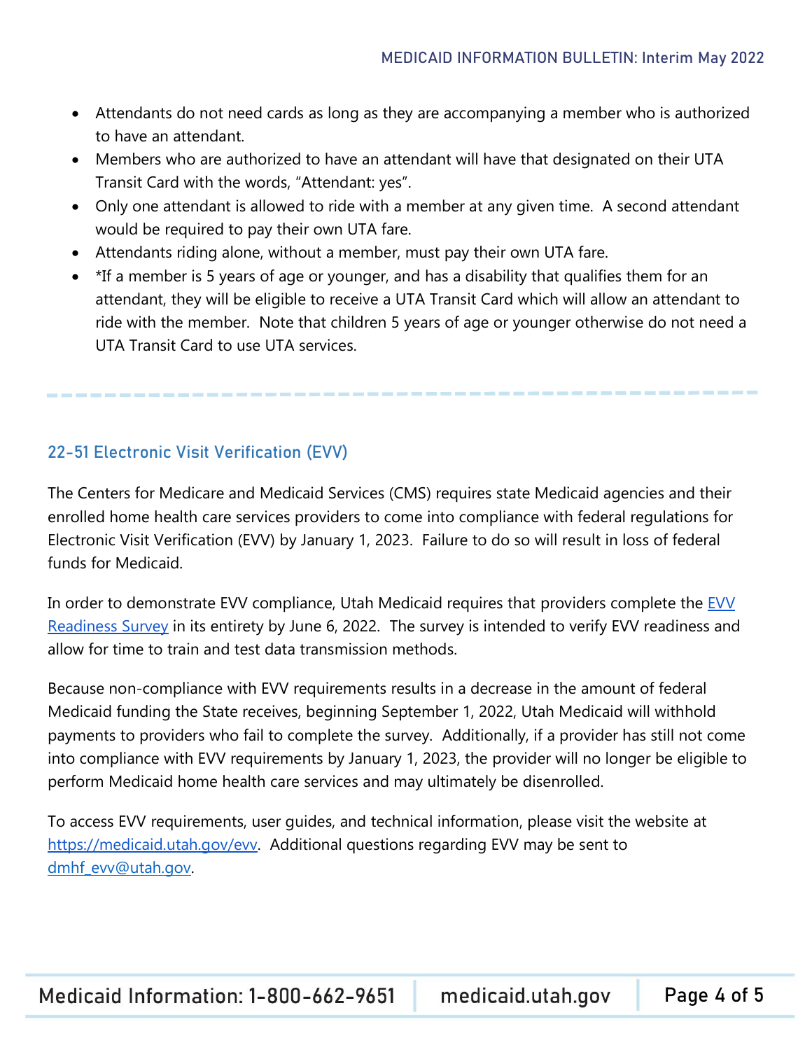- Attendants do not need cards as long as they are accompanying a member who is authorized to have an attendant.
- Members who are authorized to have an attendant will have that designated on their UTA Transit Card with the words, "Attendant: yes".
- Only one attendant is allowed to ride with a member at any given time. A second attendant would be required to pay their own UTA fare.
- Attendants riding alone, without a member, must pay their own UTA fare.
- *If a member is 5 years of age or younger, and has a disability that qualifies them for an attendant, they will be eligible to receive a UTA Transit Card which will allow an attendant to ride with the member. Note that children 5 years of age or younger otherwise do not need a UTA Transit Card to use UTA services.

---

## 22-51 Electronic Visit Verification (EVV)

The Centers for Medicare and Medicaid Services (CMS) requires state Medicaid agencies and their enrolled home health care services providers to come into compliance with federal regulations for Electronic Visit Verification (EVV) by January 1, 2023. Failure to do so will result in loss of federal funds for Medicaid.

In order to demonstrate EVV compliance, Utah Medicaid requires that providers complete the [EVV Readiness Survey]() in its entirety by June 6, 2022. The survey is intended to verify EVV readiness and allow for time to train and test data transmission methods.

Because non-compliance with EVV requirements results in a decrease in the amount of federal Medicaid funding the State receives, beginning September 1, 2022, Utah Medicaid will withhold payments to providers who fail to complete the survey. Additionally, if a provider has still not come into compliance with EVV requirements by January 1, 2023, the provider will no longer be eligible to perform Medicaid home health care services and may ultimately be disenrolled.

To access EVV requirements, user guides, and technical information, please visit the website at https://medicaid.utah.gov/evv. Additional questions regarding EVV may be sent to dmhf_evv@utah.gov.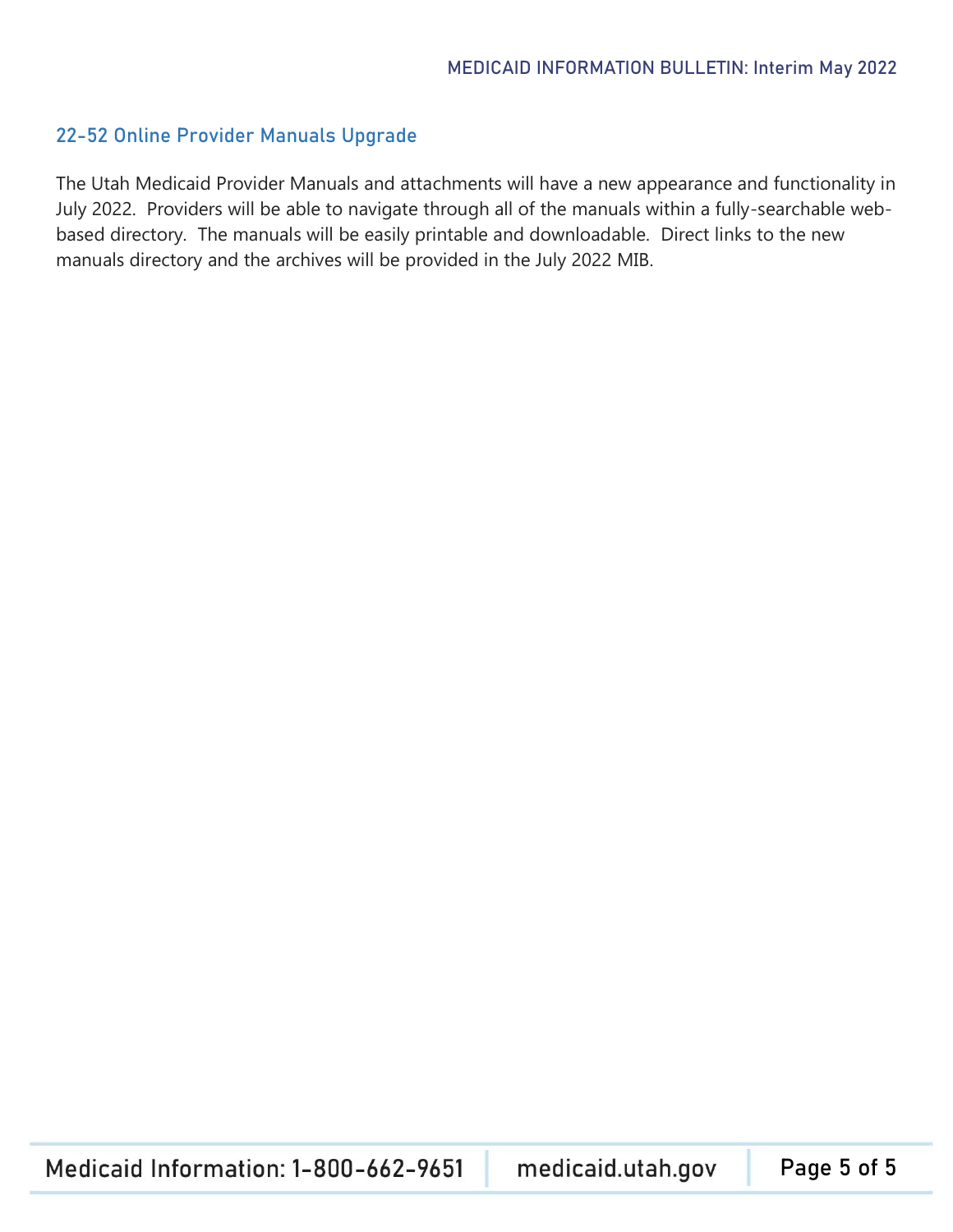## 22-52 Online Provider Manuals Upgrade

The Utah Medicaid Provider Manuals and attachments will have a new appearance and functionality in July 2022. Providers will be able to navigate through all of the manuals within a fully-searchable web-based directory. The manuals will be easily printable and downloadable. Direct links to the new manuals directory and the archives will be provided in the July 2022 MIB.